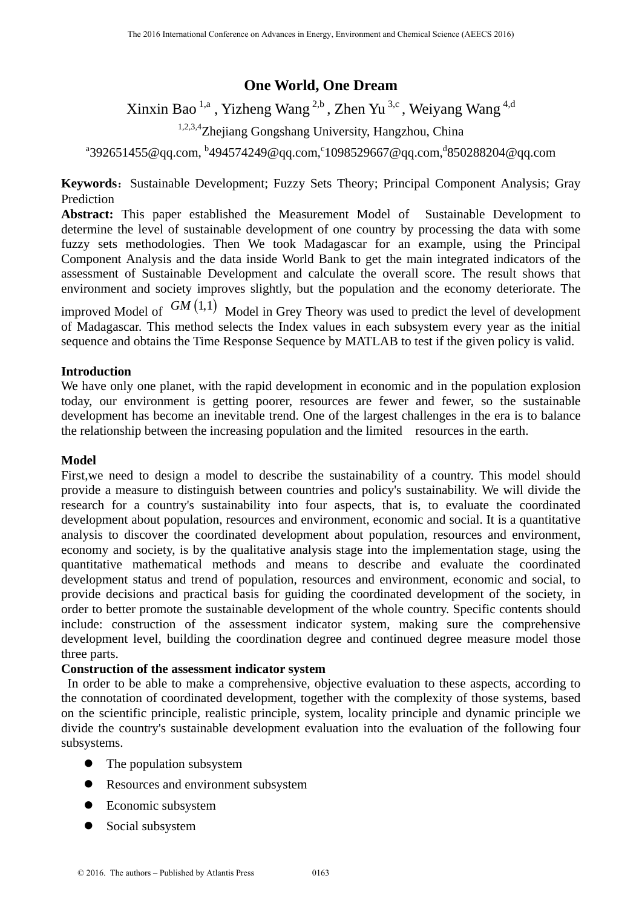# One World, One Dream

Xinxin Bao [1,a] , Yizheng Wang [2,b] , Zhen Yu [3,c] , Weiyang Wang [4,d]

[1,2,3,4]Zhejiang Gongshang University, Hangzhou, China

[a]392651455@qq.com, [b]494574249@qq.com,[c]1098529667@qq.com,[d]850288204@qq.com

**Keywords**: Sustainable Development; Fuzzy Sets Theory; Principal Component Analysis; Gray Prediction

**Abstract:** This paper established the Measurement Model of Sustainable Development to determine the level of sustainable development of one country by processing the data with some fuzzy sets methodologies. Then We took Madagascar for an example, using the Principal Component Analysis and the data inside World Bank to get the main integrated indicators of the assessment of Sustainable Development and calculate the overall score. The result shows that environment and society improves slightly, but the population and the economy deteriorate. The improved Model of $GM(1,1)$ Model in Grey Theory was used to predict the level of development of Madagascar. This method selects the Index values in each subsystem every year as the initial sequence and obtains the Time Response Sequence by MATLAB to test if the given policy is valid.

## Introduction

We have only one planet, with the rapid development in economic and in the population explosion today, our environment is getting poorer, resources are fewer and fewer, so the sustainable development has become an inevitable trend. One of the largest challenges in the era is to balance the relationship between the increasing population and the limited resources in the earth.

## Model

First,we need to design a model to describe the sustainability of a country. This model should provide a measure to distinguish between countries and policy's sustainability. We will divide the research for a country's sustainability into four aspects, that is, to evaluate the coordinated development about population, resources and environment, economic and social. It is a quantitative analysis to discover the coordinated development about population, resources and environment, economy and society, is by the qualitative analysis stage into the implementation stage, using the quantitative mathematical methods and means to describe and evaluate the coordinated development status and trend of population, resources and environment, economic and social, to provide decisions and practical basis for guiding the coordinated development of the society, in order to better promote the sustainable development of the whole country. Specific contents should include: construction of the assessment indicator system, making sure the comprehensive development level, building the coordination degree and continued degree measure model those three parts.

### Construction of the assessment indicator system

In order to be able to make a comprehensive, objective evaluation to these aspects, according to the connotation of coordinated development, together with the complexity of those systems, based on the scientific principle, realistic principle, system, locality principle and dynamic principle we divide the country's sustainable development evaluation into the evaluation of the following four subsystems.

- The population subsystem
- Resources and environment subsystem
- Economic subsystem
- Social subsystem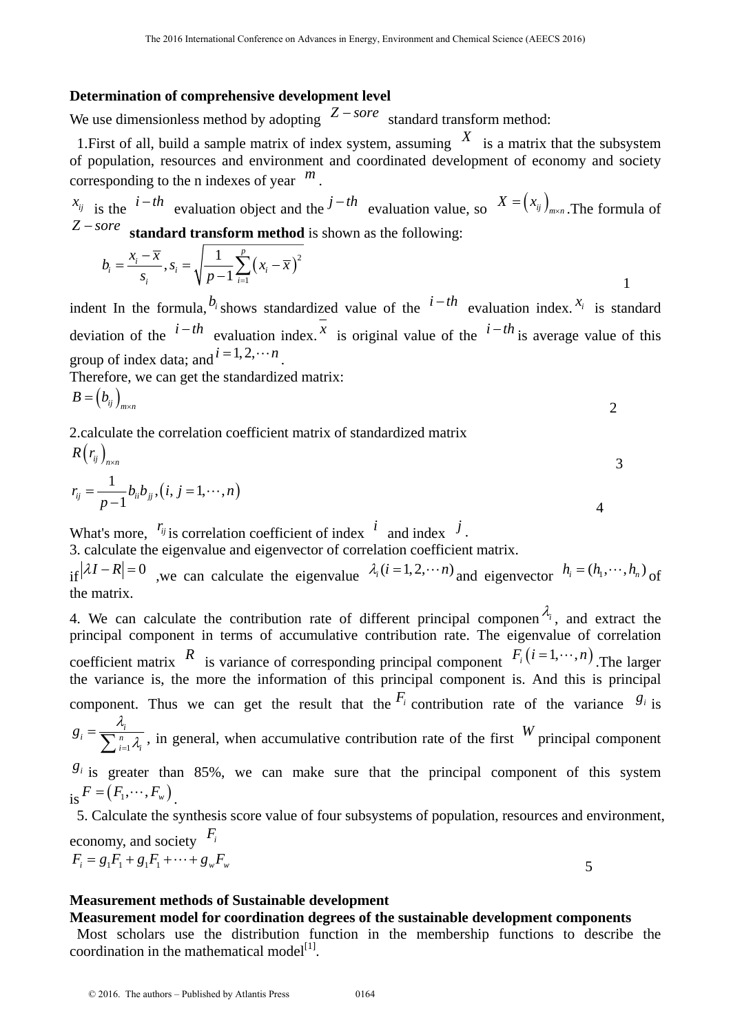**Determination of comprehensive development level**

We use dimensionless method by adopting $Z-sore$ standard transform method:

1.First of all, build a sample matrix of index system, assuming $X$ is a matrix that the subsystem of population, resources and environment and coordinated development of economy and society corresponding to the n indexes of year $m$.

$x_{ij}$ is the $i-th$ evaluation object and the $j-th$ evaluation value, so $X=\left(x_{ij}\right)_{m\times n}$.The formula of $Z-sore$ **standard transform method** is shown as the following:

$$b_i=\frac{x_i-\overline{x}}{s_i}, s_i=\sqrt{\frac{1}{p-1}\sum_{i=1}^{p}\left(x_i-\overline{x}\right)^2} \tag{1}$$

indent In the formula, $b_i$ shows standardized value of the $i-th$ evaluation index. $x_i$ is standard deviation of the $i-th$ evaluation index. $\overline{x}$ is original value of the $i-th$ is average value of this group of index data; and $i=1,2,\cdots n$.

Therefore, we can get the standardized matrix:

$$B=\left(b_{ij}\right)_{m\times n} \tag{2}$$

2.calculate the correlation coefficient matrix of standardized matrix

$$R\left(r_{ij}\right)_{n\times n} \tag{3}$$

$$r_{ij}=\frac{1}{p-1}b_{ii}b_{jj},\left(i,j=1,\cdots,n\right) \tag{4}$$

What's more, $r_{ij}$ is correlation coefficient of index $i$ and index $j$.

3. calculate the eigenvalue and eigenvector of correlation coefficient matrix.

if $\left|\lambda I-R\right|=0$ ,we can calculate the eigenvalue $\lambda_i(i=1,2,\cdots n)$ and eigenvector $h_i=(h_1,\cdots,h_n)$ of the matrix.

4. We can calculate the contribution rate of different principal componen $\lambda_i$, and extract the principal component in terms of accumulative contribution rate. The eigenvalue of correlation coefficient matrix $R$ is variance of corresponding principal component $F_i\left(i=1,\cdots,n\right)$.The larger the variance is, the more the information of this principal component is. And this is principal component. Thus we can get the result that the $F_i$ contribution rate of the variance $g_i$ is $g_i=\frac{\lambda_i}{\sum_{i=1}^{n}\lambda_i}$, in general, when accumulative contribution rate of the first $W$ principal component $g_i$ is greater than 85%, we can make sure that the principal component of this system is $F=\left(F_1,\cdots,F_w\right)$.

5. Calculate the synthesis score value of four subsystems of population, resources and environment, economy, and society $F_i$

$$F_i=g_1F_1+g_1F_1+\cdots+g_wF_w \tag{5}$$

**Measurement methods of Sustainable development**

**Measurement model for coordination degrees of the sustainable development components**

Most scholars use the distribution function in the membership functions to describe the coordination in the mathematical model[1].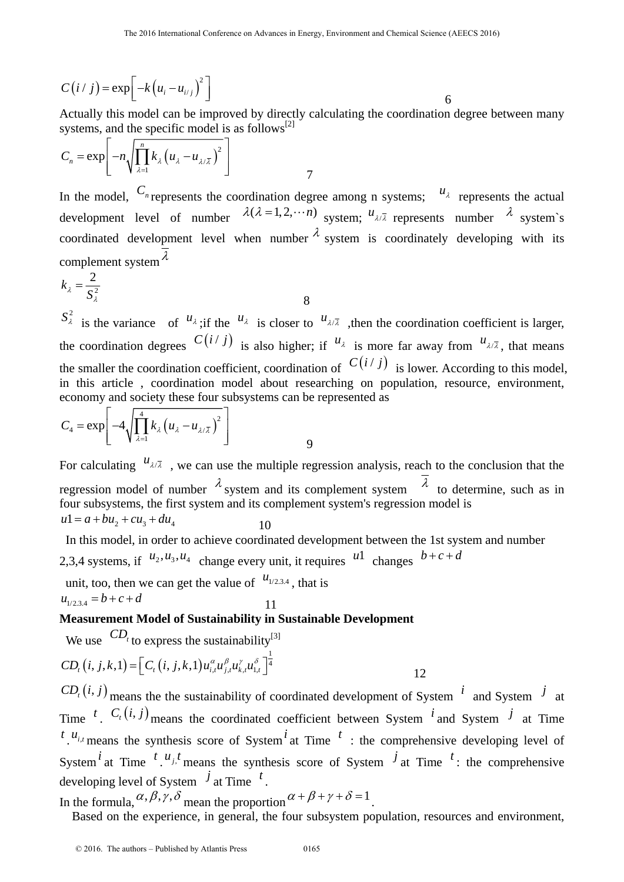$$C\left(i/j\right)=\exp\left[-k\left(u_i-u_{i/j}\right)^2\right] \quad 6$$

Actually this model can be improved by directly calculating the coordination degree between many systems, and the specific model is as follows[2]

$$C_n=\exp\left[-n\sqrt[n]{\prod_{\lambda=1}^{n}k_\lambda\left(u_\lambda-u_{\lambda/\overline{\lambda}}\right)^2}\right] \quad 7$$

In the model, $C_n$ represents the coordination degree among n systems; $u_\lambda$ represents the actual development level of number $\lambda(\lambda=1,2,\cdots n)$ system; $u_{\lambda/\overline{\lambda}}$ represents number $\lambda$ system`s coordinated development level when number $\lambda$ system is coordinately developing with its complement system $\overline{\lambda}$

$$k_\lambda=\frac{2}{S_\lambda^2} \quad 8$$

$S_\lambda^2$ is the variance of $u_\lambda$;if the $u_\lambda$ is closer to $u_{\lambda/\overline{\lambda}}$ ,then the coordination coefficient is larger, the coordination degrees $C\left(i/j\right)$ is also higher; if $u_\lambda$ is more far away from $u_{\lambda/\overline{\lambda}}$, that means the smaller the coordination coefficient, coordination of $C\left(i/j\right)$ is lower. According to this model, in this article , coordination model about researching on population, resource, environment, economy and society these four subsystems can be represented as

$$C_4=\exp\left[-4\sqrt[4]{\prod_{\lambda=1}^{4}k_\lambda\left(u_\lambda-u_{\lambda/\overline{\lambda}}\right)^2}\right] \quad 9$$

For calculating $u_{\lambda/\overline{\lambda}}$ , we can use the multiple regression analysis, reach to the conclusion that the regression model of number $\lambda$ system and its complement system $\overline{\lambda}$ to determine, such as in four subsystems, the first system and its complement system's regression model is

$$u1=a+bu_2+cu_3+du_4 \quad 10$$

In this model, in order to achieve coordinated development between the 1st system and number 2,3,4 systems, if $u_2,u_3,u_4$ change every unit, it requires $u1$ changes $b+c+d$ unit, too, then we can get the value of $u_{1/2.3.4}$, that is

$$u_{1/2.3.4}=b+c+d \quad 11$$

**Measurement Model of Sustainability in Sustainable Development**

We use $CD_t$ to express the sustainability[3]

$$CD_t\left(i,j,k,1\right)=\left[C_t\left(i,j,k,1\right)u_{i,t}^{\alpha}u_{j,t}^{\beta}u_{k,t}^{\gamma}u_{1,t}^{\delta}\right]^{\frac{1}{4}} \quad 12$$

$CD_t\left(i,j\right)$ means the the sustainability of coordinated development of System $i$ and System $j$ at Time $t$. $C_t\left(i,j\right)$ means the coordinated coefficient between System $i$ and System $j$ at Time $t$. $u_{i,t}$ means the synthesis score of System $i$ at Time $t$ : the comprehensive developing level of System $i$ at Time $t$. $u_{j,}t$ means the synthesis score of System $j$ at Time $t$: the comprehensive developing level of System $j$ at Time $t$.

In the formula, $\alpha,\beta,\gamma,\delta$ mean the proportion $\alpha+\beta+\gamma+\delta=1$.

Based on the experience, in general, the four subsystem population, resources and environment,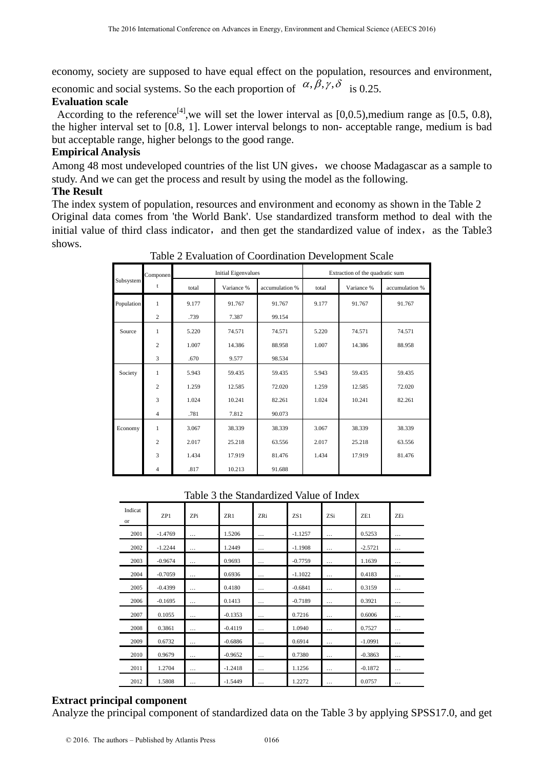economy, society are supposed to have equal effect on the population, resources and environment, economic and social systems. So the each proportion of $\alpha, \beta, \gamma, \delta$ is 0.25.

**Evaluation scale**

According to the reference[4],we will set the lower interval as [0,0.5),medium range as [0.5, 0.8), the higher interval set to [0.8, 1]. Lower interval belongs to non- acceptable range, medium is bad but acceptable range, higher belongs to the good range.

**Empirical Analysis**

Among 48 most undeveloped countries of the list UN gives，we choose Madagascar as a sample to study. And we can get the process and result by using the model as the following.

**The Result**

The index system of population, resources and environment and economy as shown in the Table 2

Original data comes from 'the World Bank'. Use standardized transform method to deal with the initial value of third class indicator，and then get the standardized value of index，as the Table3 shows.

Table 2 Evaluation of Coordination Development Scale

| Subsystem | Component | Initial Eigenvalues | | | Extraction of the quadratic sum | | |
|---|---|---|---|---|---|---|---|
| | | total | Variance % | accumulation % | total | Variance % | accumulation % |
| Population | 1 | 9.177 | 91.767 | 91.767 | 9.177 | 91.767 | 91.767 |
| | 2 | .739 | 7.387 | 99.154 | | | |
| Source | 1 | 5.220 | 74.571 | 74.571 | 5.220 | 74.571 | 74.571 |
| | 2 | 1.007 | 14.386 | 88.958 | 1.007 | 14.386 | 88.958 |
| | 3 | .670 | 9.577 | 98.534 | | | |
| Society | 1 | 5.943 | 59.435 | 59.435 | 5.943 | 59.435 | 59.435 |
| | 2 | 1.259 | 12.585 | 72.020 | 1.259 | 12.585 | 72.020 |
| | 3 | 1.024 | 10.241 | 82.261 | 1.024 | 10.241 | 82.261 |
| | 4 | .781 | 7.812 | 90.073 | | | |
| Economy | 1 | 3.067 | 38.339 | 38.339 | 3.067 | 38.339 | 38.339 |
| | 2 | 2.017 | 25.218 | 63.556 | 2.017 | 25.218 | 63.556 |
| | 3 | 1.434 | 17.919 | 81.476 | 1.434 | 17.919 | 81.476 |
| | 4 | .817 | 10.213 | 91.688 | | | |

Table 3 the Standardized Value of Index

| Indicator | ZP1 | ZPi | ZR1 | ZRi | ZS1 | ZSi | ZE1 | ZEi |
|---|---|---|---|---|---|---|---|---|
| 2001 | -1.4769 | … | 1.5206 | … | -1.1257 | … | 0.5253 | … |
| 2002 | -1.2244 | … | 1.2449 | … | -1.1908 | … | -2.5721 | … |
| 2003 | -0.9674 | … | 0.9693 | … | -0.7759 | … | 1.1639 | … |
| 2004 | -0.7059 | … | 0.6936 | … | -1.1022 | … | 0.4183 | … |
| 2005 | -0.4399 | … | 0.4180 | … | -0.6841 | … | 0.3159 | … |
| 2006 | -0.1695 | … | 0.1413 | … | -0.7189 | … | 0.3921 | … |
| 2007 | 0.1055 | … | -0.1353 | … | 0.7216 | … | 0.6006 | … |
| 2008 | 0.3861 | … | -0.4119 | … | 1.0940 | … | 0.7527 | … |
| 2009 | 0.6732 | … | -0.6886 | … | 0.6914 | … | -1.0991 | … |
| 2010 | 0.9679 | … | -0.9652 | … | 0.7380 | … | -0.3863 | … |
| 2011 | 1.2704 | … | -1.2418 | … | 1.1256 | … | -0.1872 | … |
| 2012 | 1.5808 | … | -1.5449 | … | 1.2272 | … | 0.0757 | … |

**Extract principal component**

Analyze the principal component of standardized data on the Table 3 by applying SPSS17.0, and get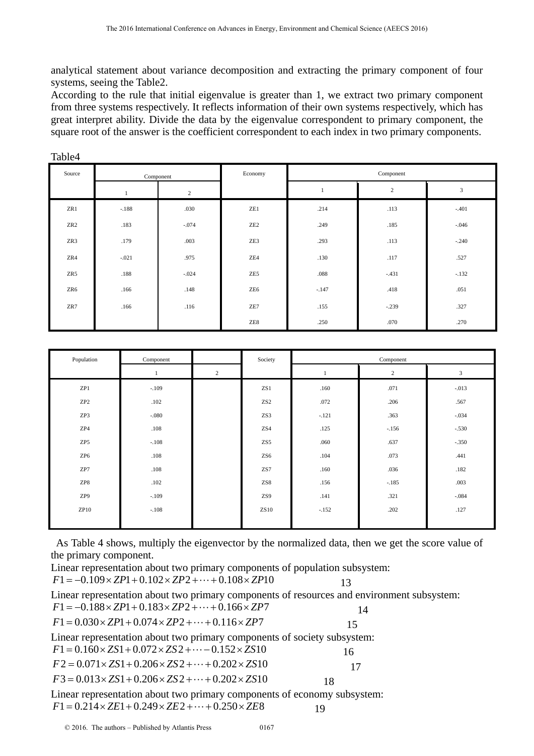analytical statement about variance decomposition and extracting the primary component of four systems, seeing the Table2.

According to the rule that initial eigenvalue is greater than 1, we extract two primary component from three systems respectively. It reflects information of their own systems respectively, which has great interpret ability. Divide the data by the eigenvalue correspondent to primary component, the square root of the answer is the coefficient correspondent to each index in two primary components.

Table4

| Source | Component | | Economy | Component | | |
|---|---|---|---|---|---|---|
| | 1 | 2 | | 1 | 2 | 3 |
| ZR1 | -.188 | .030 | ZE1 | .214 | .113 | -.401 |
| ZR2 | .183 | -.074 | ZE2 | .249 | .185 | -.046 |
| ZR3 | .179 | .003 | ZE3 | .293 | .113 | -.240 |
| ZR4 | -.021 | .975 | ZE4 | .130 | .117 | .527 |
| ZR5 | .188 | -.024 | ZE5 | .088 | -.431 | -.132 |
| ZR6 | .166 | .148 | ZE6 | -.147 | .418 | .051 |
| ZR7 | .166 | .116 | ZE7 | .155 | -.239 | .327 |
| | | | ZE8 | .250 | .070 | .270 |

| Population | Component | | Society | Component | | |
|---|---|---|---|---|---|---|
| | 1 | 2 | | 1 | 2 | 3 |
| ZP1 | -.109 | | ZS1 | .160 | .071 | -.013 |
| ZP2 | .102 | | ZS2 | .072 | .206 | .567 |
| ZP3 | -.080 | | ZS3 | -.121 | .363 | -.034 |
| ZP4 | .108 | | ZS4 | .125 | -.156 | -.530 |
| ZP5 | -.108 | | ZS5 | .060 | .637 | -.350 |
| ZP6 | .108 | | ZS6 | .104 | .073 | .441 |
| ZP7 | .108 | | ZS7 | .160 | .036 | .182 |
| ZP8 | .102 | | ZS8 | .156 | -.185 | .003 |
| ZP9 | -.109 | | ZS9 | .141 | .321 | -.084 |
| ZP10 | -.108 | | ZS10 | -.152 | .202 | .127 |

As Table 4 shows, multiply the eigenvector by the normalized data, then we get the score value of the primary component.

Linear representation about two primary components of population subsystem:

$$F1 = -0.109 \times ZP1 + 0.102 \times ZP2 + \cdots + 0.108 \times ZP10 \quad (13)$$

Linear representation about two primary components of resources and environment subsystem:

$$F1 = -0.188 \times ZP1 + 0.183 \times ZP2 + \cdots + 0.166 \times ZP7 \quad (14)$$

$$F1 = 0.030 \times ZP1 + 0.074 \times ZP2 + \cdots + 0.116 \times ZP7 \quad (15)$$

Linear representation about two primary components of society subsystem:

$$F1 = 0.160 \times ZS1 + 0.072 \times ZS2 + \cdots - 0.152 \times ZS10 \quad (16)$$

$$F2 = 0.071 \times ZS1 + 0.206 \times ZS2 + \cdots + 0.202 \times ZS10 \quad (17)$$

$$F3 = 0.013 \times ZS1 + 0.206 \times ZS2 + \cdots + 0.202 \times ZS10 \quad (18)$$

Linear representation about two primary components of economy subsystem:

$$F1 = 0.214 \times ZE1 + 0.249 \times ZE2 + \cdots + 0.250 \times ZE8 \quad (19)$$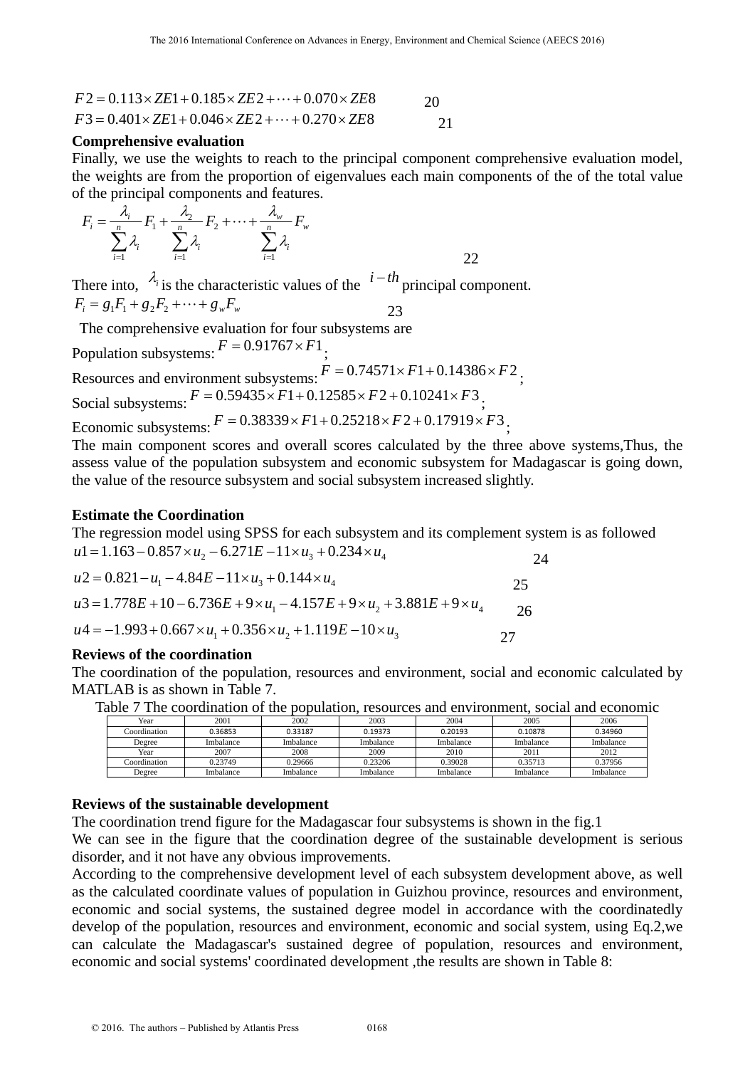$$F2 = 0.113\times ZE1 + 0.185\times ZE2 + \cdots + 0.070\times ZE8 \quad (20)$$

$$F3 = 0.401\times ZE1 + 0.046\times ZE2 + \cdots + 0.270\times ZE8 \quad (21)$$

**Comprehensive evaluation**

Finally, we use the weights to reach to the principal component comprehensive evaluation model, the weights are from the proportion of eigenvalues each main components of the of the total value of the principal components and features.

$$F_i = \frac{\lambda_i}{\sum_{i=1}^{n}\lambda_i}F_1 + \frac{\lambda_2}{\sum_{i=1}^{n}\lambda_i}F_2 + \cdots + \frac{\lambda_w}{\sum_{i=1}^{n}\lambda_i}F_w \quad (22)$$

There into, $\lambda_i$ is the characteristic values of the $i-th$ principal component.

$$F_i = g_1F_1 + g_2F_2 + \cdots + g_wF_w \quad (23)$$

The comprehensive evaluation for four subsystems are

Population subsystems: $F = 0.91767\times F1$;

Resources and environment subsystems: $F = 0.74571\times F1 + 0.14386\times F2$;

Social subsystems: $F = 0.59435\times F1 + 0.12585\times F2 + 0.10241\times F3$;

Economic subsystems: $F = 0.38339\times F1 + 0.25218\times F2 + 0.17919\times F3$;

The main component scores and overall scores calculated by the three above systems,Thus, the assess value of the population subsystem and economic subsystem for Madagascar is going down, the value of the resource subsystem and social subsystem increased slightly.

**Estimate the Coordination**

The regression model using SPSS for each subsystem and its complement system is as followed

$$u1 = 1.163 - 0.857\times u_2 - 6.271E-11\times u_3 + 0.234\times u_4 \quad (24)$$

$$u2 = 0.821 - u_1 - 4.84E-11\times u_3 + 0.144\times u_4 \quad (25)$$

$$u3 = 1.778E+10 - 6.736E+9\times u_1 - 4.157E+9\times u_2 + 3.881E+9\times u_4 \quad (26)$$

$$u4 = -1.993 + 0.667\times u_1 + 0.356\times u_2 + 1.119E-10\times u_3 \quad (27)$$

**Reviews of the coordination**

The coordination of the population, resources and environment, social and economic calculated by MATLAB is as shown in Table 7.

Table 7 The coordination of the population, resources and environment, social and economic

| Year | 2001 | 2002 | 2003 | 2004 | 2005 | 2006 |
|---|---|---|---|---|---|---|
| Coordination | 0.36853 | 0.33187 | 0.19373 | 0.20193 | 0.10878 | 0.34960 |
| Degree | Imbalance | Imbalance | Imbalance | Imbalance | Imbalance | Imbalance |
| Year | 2007 | 2008 | 2009 | 2010 | 2011 | 2012 |
| Coordination | 0.23749 | 0.29666 | 0.23206 | 0.39028 | 0.35713 | 0.37956 |
| Degree | Imbalance | Imbalance | Imbalance | Imbalance | Imbalance | Imbalance |

**Reviews of the sustainable development**

The coordination trend figure for the Madagascar four subsystems is shown in the fig.1

We can see in the figure that the coordination degree of the sustainable development is serious disorder, and it not have any obvious improvements.

According to the comprehensive development level of each subsystem development above, as well as the calculated coordinate values of population in Guizhou province, resources and environment, economic and social systems, the sustained degree model in accordance with the coordinatedly develop of the population, resources and environment, economic and social system, using Eq.2,we can calculate the Madagascar's sustained degree of population, resources and environment, economic and social systems' coordinated development ,the results are shown in Table 8: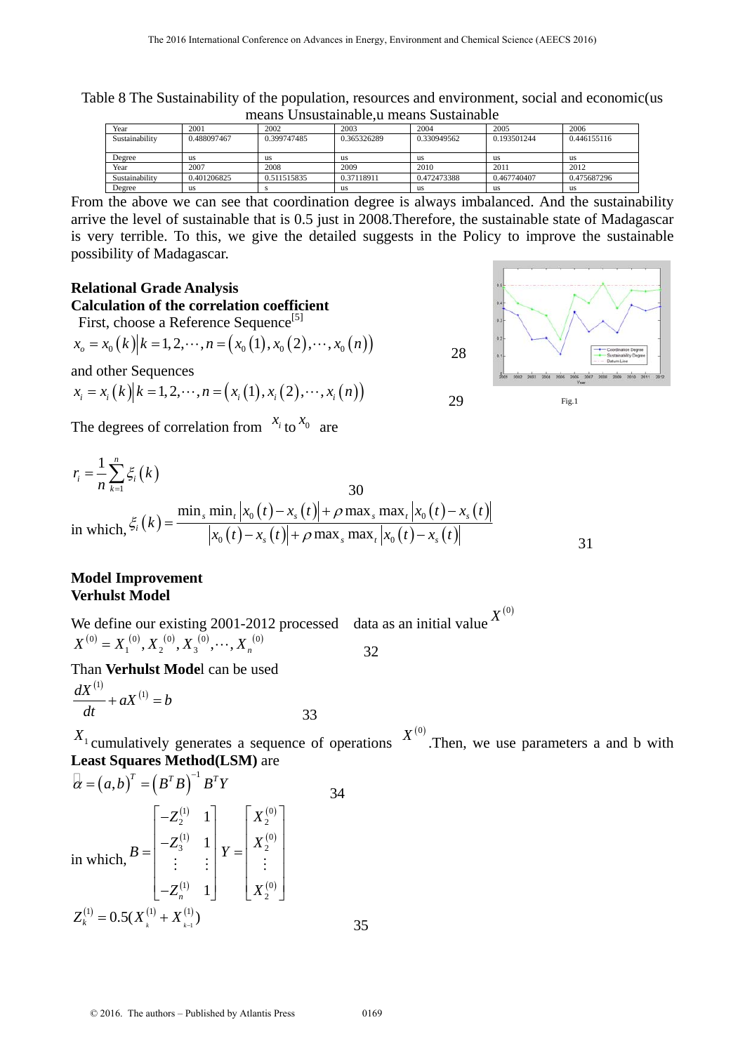Table 8 The Sustainability of the population, resources and environment, social and economic(us means Unsustainable,u means Sustainable

| Year | 2001 | 2002 | 2003 | 2004 | 2005 | 2006 |
|---|---|---|---|---|---|---|
| Sustainability | 0.488097467 | 0.399747485 | 0.365326289 | 0.330949562 | 0.193501244 | 0.446155116 |
| Degree | us | us | us | us | us | us |
| Year | 2007 | 2008 | 2009 | 2010 | 2011 | 2012 |
| Sustainability | 0.401206825 | 0.511515835 | 0.37118911 | 0.472473388 | 0.467740407 | 0.475687296 |
| Degree | us | s | us | us | us | us |

From the above we can see that coordination degree is always imbalanced. And the sustainability arrive the level of sustainable that is 0.5 just in 2008.Therefore, the sustainable state of Madagascar is very terrible. To this, we give the detailed suggests in the Policy to improve the sustainable possibility of Madagascar.

Fig.1

## Relational Grade Analysis

### Calculation of the correlation coefficient

First, choose a Reference Sequence[5]

$$x_o = x_0(k) \big| k = 1, 2, \cdots, n = \left(x_0(1), x_0(2), \cdots, x_0(n)\right) \qquad 28$$

and other Sequences

$$x_i = x_i(k) \big| k = 1, 2, \cdots, n = \left(x_i(1), x_i(2), \cdots, x_i(n)\right) \qquad 29$$

The degrees of correlation from $x_i$ to $x_0$ are

$$r_i = \frac{1}{n}\sum_{k=1}^{n} \xi_i(k) \qquad 30$$

in which, $$\xi_i(k) = \frac{\min_s \min_t \left|x_0(t) - x_s(t)\right| + \rho \max_s \max_t \left|x_0(t) - x_s(t)\right|}{\left|x_0(t) - x_s(t)\right| + \rho \max_s \max_t \left|x_0(t) - x_s(t)\right|} \qquad 31$$

## Model Improvement

### Verhulst Model

We define our existing 2001-2012 processed data as an initial value $X^{(0)}$

$$X^{(0)} = X_1^{(0)}, X_2^{(0)}, X_3^{(0)}, \cdots, X_n^{(0)} \qquad 32$$

Than **Verhulst Mode**l can be used

$$\frac{dX^{(1)}}{dt} + aX^{(1)} = b \qquad 33$$

$X_1$ cumulatively generates a sequence of operations $X^{(0)}$.Then, we use parameters a and b with **Least Squares Method(LSM)** are

$$\hat{\alpha} = (a, b)^T = \left(B^T B\right)^{-1} B^T Y \qquad 34$$

in which, $$B = \begin{bmatrix} -Z_2^{(1)} & 1 \\ -Z_3^{(1)} & 1 \\ \vdots & \vdots \\ -Z_n^{(1)} & 1 \end{bmatrix} \quad Y = \begin{bmatrix} X_2^{(0)} \\ X_2^{(0)} \\ \vdots \\ X_2^{(0)} \end{bmatrix}$$

$$Z_k^{(1)} = 0.5(X_k^{(1)} + X_{k-1}^{(1)}) \qquad 35$$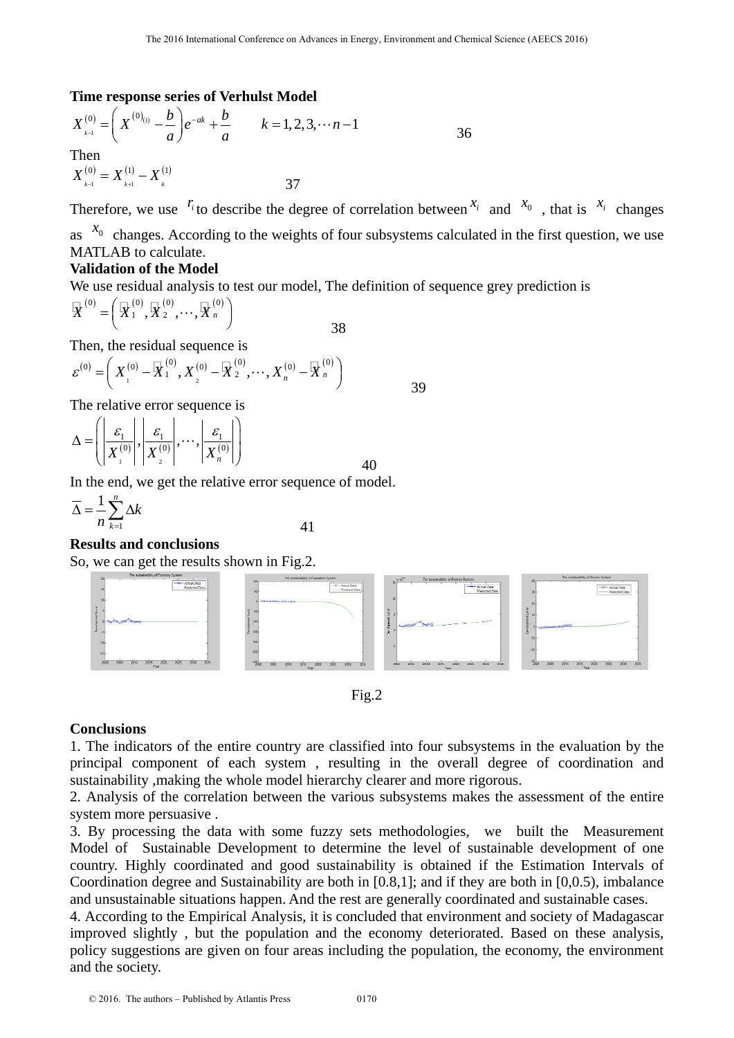**Time response series of Verhulst Model**

$$X_{k-1}^{(0)} = \left( X^{(0)(1)} - \frac{b}{a} \right) e^{-ak} + \frac{b}{a} \qquad k = 1, 2, 3, \cdots n-1 \tag{36}$$

Then

$$X_{k-1}^{(0)} = X_{k+1}^{(1)} - X_{k}^{(1)} \tag{37}$$

Therefore, we use $r_i$ to describe the degree of correlation between $x_i$ and $x_0$, that is $x_i$ changes as $x_0$ changes. According to the weights of four subsystems calculated in the first question, we use MATLAB to calculate.

**Validation of the Model**

We use residual analysis to test our model, The definition of sequence grey prediction is

$$\hat{X}^{(0)} = \left( \hat{X}_1^{(0)}, \hat{X}_2^{(0)}, \cdots, \hat{X}_n^{(0)} \right) \tag{38}$$

Then, the residual sequence is

$$\varepsilon^{(0)} = \left( X_1^{(0)} - \hat{X}_1^{(0)}, X_2^{(0)} - \hat{X}_2^{(0)}, \cdots, X_n^{(0)} - \hat{X}_n^{(0)} \right) \tag{39}$$

The relative error sequence is

$$\Delta = \left( \left| \frac{\varepsilon_1}{X_1^{(0)}} \right|, \left| \frac{\varepsilon_1}{X_2^{(0)}} \right|, \cdots, \left| \frac{\varepsilon_1}{X_n^{(0)}} \right| \right) \tag{40}$$

In the end, we get the relative error sequence of model.

$$\bar{\Delta} = \frac{1}{n} \sum_{k=1}^{n} \Delta k \tag{41}$$

**Results and conclusions**

So, we can get the results shown in Fig.2.

Fig.2

**Conclusions**

1. The indicators of the entire country are classified into four subsystems in the evaluation by the principal component of each system , resulting in the overall degree of coordination and sustainability ,making the whole model hierarchy clearer and more rigorous.
2. Analysis of the correlation between the various subsystems makes the assessment of the entire system more persuasive .
3. By processing the data with some fuzzy sets methodologies, we built the Measurement Model of Sustainable Development to determine the level of sustainable development of one country. Highly coordinated and good sustainability is obtained if the Estimation Intervals of Coordination degree and Sustainability are both in [0.8,1]; and if they are both in [0,0.5), imbalance and unsustainable situations happen. And the rest are generally coordinated and sustainable cases.
4. According to the Empirical Analysis, it is concluded that environment and society of Madagascar improved slightly , but the population and the economy deteriorated. Based on these analysis, policy suggestions are given on four areas including the population, the economy, the environment and the society.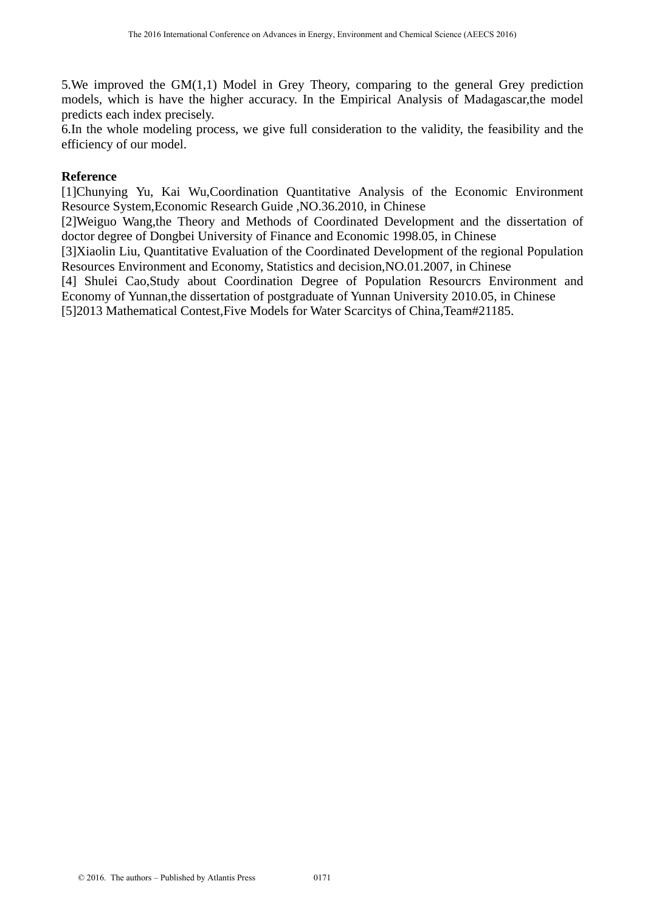5.We improved the GM(1,1) Model in Grey Theory, comparing to the general Grey prediction models, which is have the higher accuracy. In the Empirical Analysis of Madagascar,the model predicts each index precisely.

6.In the whole modeling process, we give full consideration to the validity, the feasibility and the efficiency of our model.

**Reference**

[1]Chunying Yu, Kai Wu,Coordination Quantitative Analysis of the Economic Environment Resource System,Economic Research Guide ,NO.36.2010, in Chinese

[2]Weiguo Wang,the Theory and Methods of Coordinated Development and the dissertation of doctor degree of Dongbei University of Finance and Economic 1998.05, in Chinese

[3]Xiaolin Liu, Quantitative Evaluation of the Coordinated Development of the regional Population Resources Environment and Economy, Statistics and decision,NO.01.2007, in Chinese

[4] Shulei Cao,Study about Coordination Degree of Population Resourcrs Environment and Economy of Yunnan,the dissertation of postgraduate of Yunnan University 2010.05, in Chinese

[5]2013 Mathematical Contest,Five Models for Water Scarcitys of China,Team#21185.